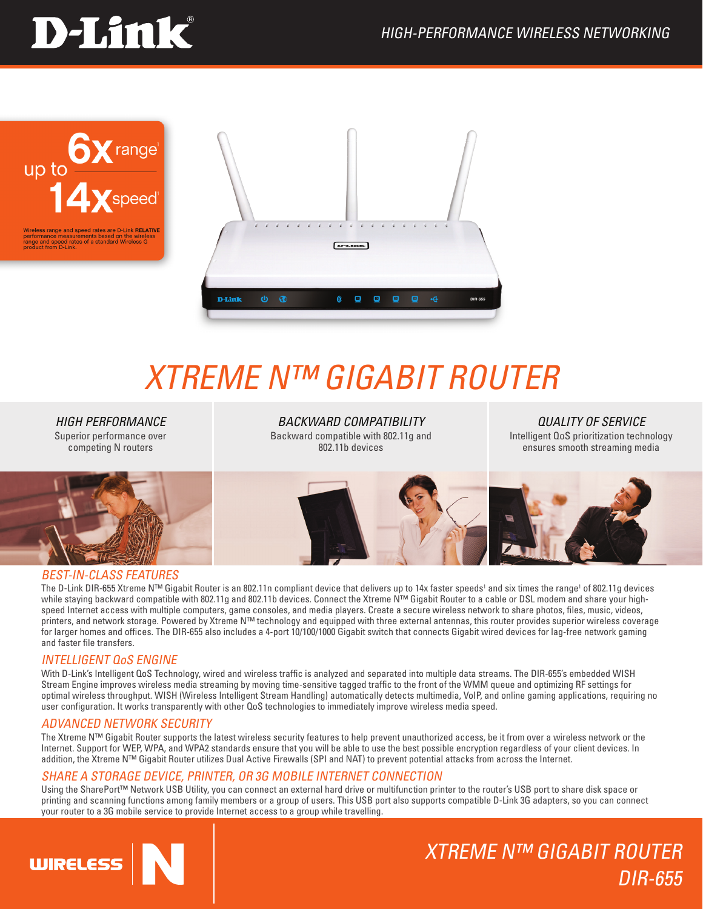# D-Link

HIGH-PERFORMANCE WIRELESS NETWORKING

up to **6x** range[1]

**14x** speed[1]

Wireless range and speed rates are D-Link **RELATIVE** performance measurements based on the wireless range and speed rates of a standard Wireless G product from D-Link.

# XTREME N™ GIGABIT ROUTER

### HIGH PERFORMANCE
Superior performance over competing N routers

### BACKWARD COMPATIBILITY
Backward compatible with 802.11g and 802.11b devices

### QUALITY OF SERVICE
Intelligent QoS prioritization technology ensures smooth streaming media

## BEST-IN-CLASS FEATURES

The D-Link DIR-655 Xtreme N™ Gigabit Router is an 802.11n compliant device that delivers up to 14x faster speeds[1] and six times the range[1] of 802.11g devices while staying backward compatible with 802.11g and 802.11b devices. Connect the Xtreme N™ Gigabit Router to a cable or DSL modem and share your high-speed Internet access with multiple computers, game consoles, and media players. Create a secure wireless network to share photos, files, music, videos, printers, and network storage. Powered by Xtreme N™ technology and equipped with three external antennas, this router provides superior wireless coverage for larger homes and offices. The DIR-655 also includes a 4-port 10/100/1000 Gigabit switch that connects Gigabit wired devices for lag-free network gaming and faster file transfers.

## INTELLIGENT QoS ENGINE

With D-Link's Intelligent QoS Technology, wired and wireless traffic is analyzed and separated into multiple data streams. The DIR-655's embedded WISH Stream Engine improves wireless media streaming by moving time-sensitive tagged traffic to the front of the WMM queue and optimizing RF settings for optimal wireless throughput. WISH (Wireless Intelligent Stream Handling) automatically detects multimedia, VoIP, and online gaming applications, requiring no user configuration. It works transparently with other QoS technologies to immediately improve wireless media speed.

## ADVANCED NETWORK SECURITY

The Xtreme N™ Gigabit Router supports the latest wireless security features to help prevent unauthorized access, be it from over a wireless network or the Internet. Support for WEP, WPA, and WPA2 standards ensure that you will be able to use the best possible encryption regardless of your client devices. In addition, the Xtreme N™ Gigabit Router utilizes Dual Active Firewalls (SPI and NAT) to prevent potential attacks from across the Internet.

## SHARE A STORAGE DEVICE, PRINTER, OR 3G MOBILE INTERNET CONNECTION

Using the SharePort™ Network USB Utility, you can connect an external hard drive or multifunction printer to the router's USB port to share disk space or printing and scanning functions among family members or a group of users. This USB port also supports compatible D-Link 3G adapters, so you can connect your router to a 3G mobile service to provide Internet access to a group while travelling.

WIRELESS N

XTREME N™ GIGABIT ROUTER
DIR-655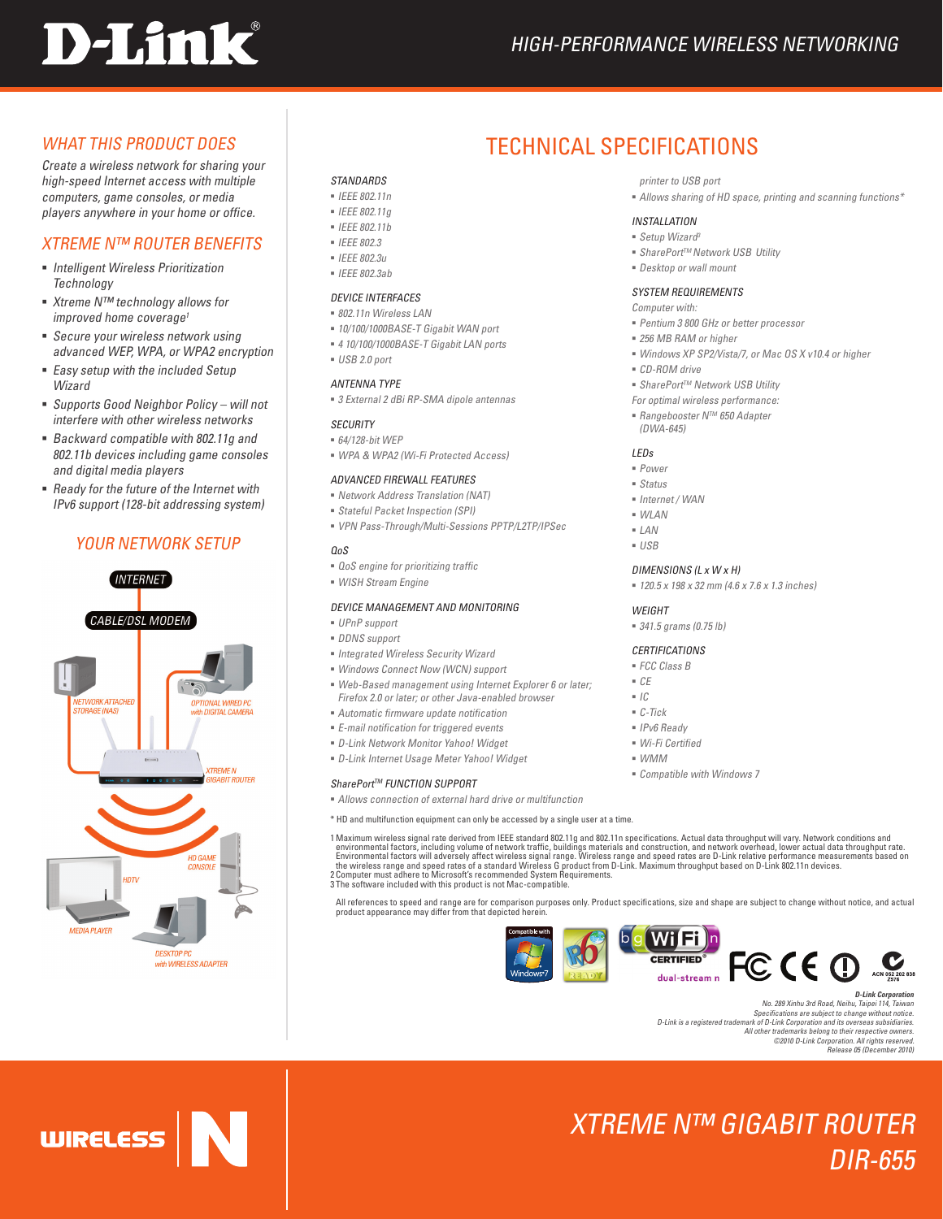## WHAT THIS PRODUCT DOES

*Create a wireless network for sharing your high-speed Internet access with multiple computers, game consoles, or media players anywhere in your home or office.*

## XTREME N™ ROUTER BENEFITS

- Intelligent Wireless Prioritization Technology
- Xtreme N™ technology allows for improved home coverage[1]
- Secure your wireless network using advanced WEP, WPA, or WPA2 encryption
- Easy setup with the included Setup Wizard
- Supports Good Neighbor Policy – will not interfere with other wireless networks
- Backward compatible with 802.11g and 802.11b devices including game consoles and digital media players
- Ready for the future of the Internet with IPv6 support (128-bit addressing system)

## YOUR NETWORK SETUP

INTERNET

CABLE/DSL MODEM

NETWORK ATTACHED STORAGE (NAS)

OPTIONAL WIRED PC with DIGITAL CAMERA

XTREME N GIGABIT ROUTER

HD GAME CONSOLE

HDTV

MEDIA PLAYER

DESKTOP PC with WIRELESS ADAPTER

# TECHNICAL SPECIFICATIONS

### STANDARDS
- IEEE 802.11n
- IEEE 802.11g
- IEEE 802.11b
- IEEE 802.3
- IEEE 802.3u
- IEEE 802.3ab

### DEVICE INTERFACES
- 802.11n Wireless LAN
- 10/100/1000BASE-T Gigabit WAN port
- 4 10/100/1000BASE-T Gigabit LAN ports
- USB 2.0 port

### ANTENNA TYPE
- 3 External 2 dBi RP-SMA dipole antennas

### SECURITY
- 64/128-bit WEP
- WPA & WPA2 (Wi-Fi Protected Access)

### ADVANCED FIREWALL FEATURES
- Network Address Translation (NAT)
- Stateful Packet Inspection (SPI)
- VPN Pass-Through/Multi-Sessions PPTP/L2TP/IPSec

### QoS
- QoS engine for prioritizing traffic
- WISH Stream Engine

### DEVICE MANAGEMENT AND MONITORING
- UPnP support
- DDNS support
- Integrated Wireless Security Wizard
- Windows Connect Now (WCN) support
- Web-Based management using Internet Explorer 6 or later; Firefox 2.0 or later; or other Java-enabled browser
- Automatic firmware update notification
- E-mail notification for triggered events
- D-Link Network Monitor Yahoo! Widget
- D-Link Internet Usage Meter Yahoo! Widget

### SharePort™ FUNCTION SUPPORT
- Allows connection of external hard drive or multifunction printer to USB port
- Allows sharing of HD space, printing and scanning functions*

### INSTALLATION
- Setup Wizard[3]
- SharePort™ Network USB Utility
- Desktop or wall mount

### SYSTEM REQUIREMENTS
Computer with:
- Pentium 3 800 GHz or better processor
- 256 MB RAM or higher
- Windows XP SP2/Vista/7, or Mac OS X v10.4 or higher
- CD-ROM drive
- SharePort™ Network USB Utility

For optimal wireless performance:
- Rangebooster N™ 650 Adapter (DWA-645)

### LEDs
- Power
- Status
- Internet / WAN
- WLAN
- LAN
- USB

### DIMENSIONS (L x W x H)
- 120.5 x 198 x 32 mm (4.6 x 7.6 x 1.3 inches)

### WEIGHT
- 341.5 grams (0.75 lb)

### CERTIFICATIONS
- FCC Class B
- CE
- IC
- C-Tick
- IPv6 Ready
- Wi-Fi Certified
- WMM
- Compatible with Windows 7

\* HD and multifunction equipment can only be accessed by a single user at a time.

1 Maximum wireless signal rate derived from IEEE standard 802.11g and 802.11n specifications. Actual data throughput will vary. Network conditions and environmental factors, including volume of network traffic, buildings materials and construction, and network overhead, lower actual data throughput rate. Environmental factors will adversely affect wireless signal range. Wireless range and speed rates are D-Link relative performance measurements based on the wireless range and speed rates of a standard Wireless G product from D-Link. Maximum throughput based on D-Link 802.11n devices.
2 Computer must adhere to Microsoft's recommended System Requirements.
3 The software included with this product is not Mac-compatible.

All references to speed and range are for comparison purposes only. Product specifications, size and shape are subject to change without notice, and actual product appearance may differ from that depicted herein.

Compatible with Windows 7 | IPv6 READY | Wi-Fi CERTIFIED b g n dual-stream n | FC | CE | ACN 052 202 838 Z576

**D-Link Corporation**
No. 289 Xinhu 3rd Road, Neihu, Taipei 114, Taiwan
Specifications are subject to change without notice.
D-Link is a registered trademark of D-Link Corporation and its overseas subsidiaries.
All other trademarks belong to their respective owners.
©2010 D-Link Corporation. All rights reserved.
Release 05 (December 2010)

WIRELESS N

## XTREME N™ GIGABIT ROUTER DIR-655